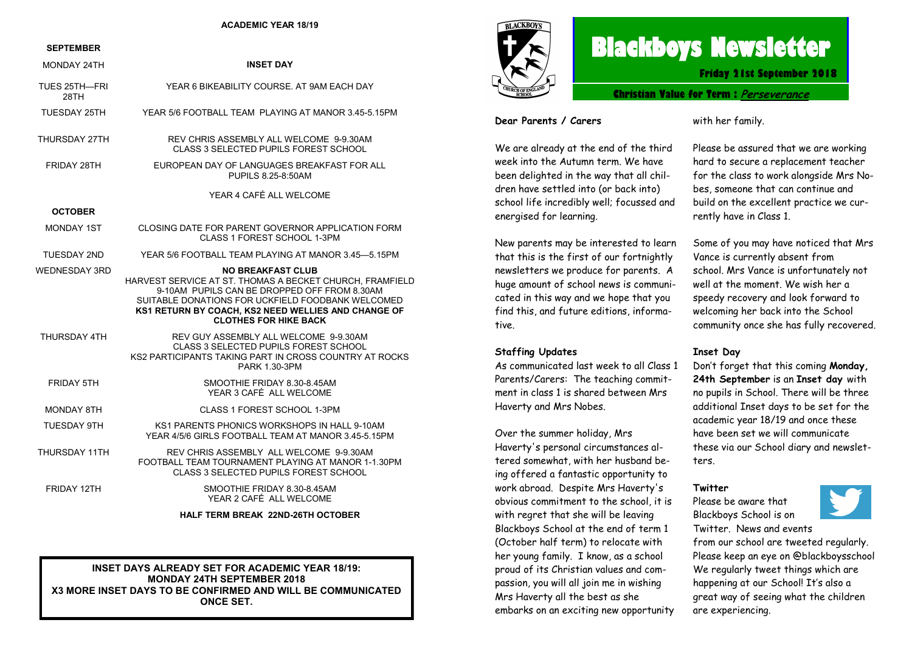# Blackboys Newsletter

**Friday 21st September 2018**

**Christian Value for Term : *Perseverance***

**Dear Parents / Carers**

We are already at the end of the third week into the Autumn term. We have been delighted in the way that all children have settled into (or back into) school life incredibly well; focussed and energised for learning.

New parents may be interested to learn that this is the first of our fortnightly newsletters we produce for parents. A huge amount of school news is communicated in this way and we hope that you find this, and future editions, informative.

### Staffing Updates

As communicated last week to all Class 1 Parents/Carers: The teaching commitment in class 1 is shared between Mrs Haverty and Mrs Nobes.

Over the summer holiday, Mrs Haverty's personal circumstances altered somewhat, with her husband being offered a fantastic opportunity to work abroad. Despite Mrs Haverty's obvious commitment to the school, it is with regret that she will be leaving Blackboys School at the end of term 1 (October half term) to relocate with her young family. I know, as a school proud of its Christian values and compassion, you will all join me in wishing Mrs Haverty all the best as she embarks on an exciting new opportunity with her family.

Please be assured that we are working hard to secure a replacement teacher for the class to work alongside Mrs Nobes, someone that can continue and build on the excellent practice we currently have in Class 1.

Some of you may have noticed that Mrs Vance is currently absent from school. Mrs Vance is unfortunately not well at the moment. We wish her a speedy recovery and look forward to welcoming her back into the School community once she has fully recovered.

### Inset Day

Don't forget that this coming **Monday, 24th September** is an **Inset day** with no pupils in School. There will be three additional Inset days to be set for the academic year 18/19 and once these have been set we will communicate these via our School diary and newsletters.

### Twitter

Please be aware that Blackboys School is on Twitter. News and events from our school are tweeted regularly. Please keep an eye on @blackboysschool We regularly tweet things which are happening at our School! It's also a great way of seeing what the children are experiencing.

## ACADEMIC YEAR 18/19

### SEPTEMBER

| Date | Event |
|---|---|
| MONDAY 24TH | **INSET DAY** |
| TUES 25TH—FRI 28TH | YEAR 6 BIKEABILITY COURSE. AT 9AM EACH DAY |
| TUESDAY 25TH | YEAR 5/6 FOOTBALL TEAM PLAYING AT MANOR 3.45-5.15PM |
| THURSDAY 27TH | REV CHRIS ASSEMBLY ALL WELCOME 9-9.30AM<br>CLASS 3 SELECTED PUPILS FOREST SCHOOL |
| FRIDAY 28TH | EUROPEAN DAY OF LANGUAGES BREAKFAST FOR ALL PUPILS 8.25-8:50AM<br>YEAR 4 CAFÉ ALL WELCOME |

### OCTOBER

| Date | Event |
|---|---|
| MONDAY 1ST | CLOSING DATE FOR PARENT GOVERNOR APPLICATION FORM<br>CLASS 1 FOREST SCHOOL 1-3PM |
| TUESDAY 2ND | YEAR 5/6 FOOTBALL TEAM PLAYING AT MANOR 3.45—5.15PM |
| WEDNESDAY 3RD | **NO BREAKFAST CLUB**<br>HARVEST SERVICE AT ST. THOMAS A BECKET CHURCH, FRAMFIELD 9-10AM PUPILS CAN BE DROPPED OFF FROM 8.30AM<br>SUITABLE DONATIONS FOR UCKFIELD FOODBANK WELCOMED<br>**KS1 RETURN BY COACH, KS2 NEED WELLIES AND CHANGE OF CLOTHES FOR HIKE BACK** |
| THURSDAY 4TH | REV GUY ASSEMBLY ALL WELCOME 9-9.30AM<br>CLASS 3 SELECTED PUPILS FOREST SCHOOL<br>KS2 PARTICIPANTS TAKING PART IN CROSS COUNTRY AT ROCKS PARK 1.30-3PM |
| FRIDAY 5TH | SMOOTHIE FRIDAY 8.30-8.45AM<br>YEAR 3 CAFÉ ALL WELCOME |
| MONDAY 8TH | CLASS 1 FOREST SCHOOL 1-3PM |
| TUESDAY 9TH | KS1 PARENTS PHONICS WORKSHOPS IN HALL 9-10AM<br>YEAR 4/5/6 GIRLS FOOTBALL TEAM AT MANOR 3.45-5.15PM |
| THURSDAY 11TH | REV CHRIS ASSEMBLY ALL WELCOME 9-9.30AM<br>FOOTBALL TEAM TOURNAMENT PLAYING AT MANOR 1-1.30PM<br>CLASS 3 SELECTED PUPILS FOREST SCHOOL |
| FRIDAY 12TH | SMOOTHIE FRIDAY 8.30-8.45AM<br>YEAR 2 CAFÉ ALL WELCOME |

**HALF TERM BREAK 22ND-26TH OCTOBER**

**INSET DAYS ALREADY SET FOR ACADEMIC YEAR 18/19:**
**MONDAY 24TH SEPTEMBER 2018**
**X3 MORE INSET DAYS TO BE CONFIRMED AND WILL BE COMMUNICATED ONCE SET.**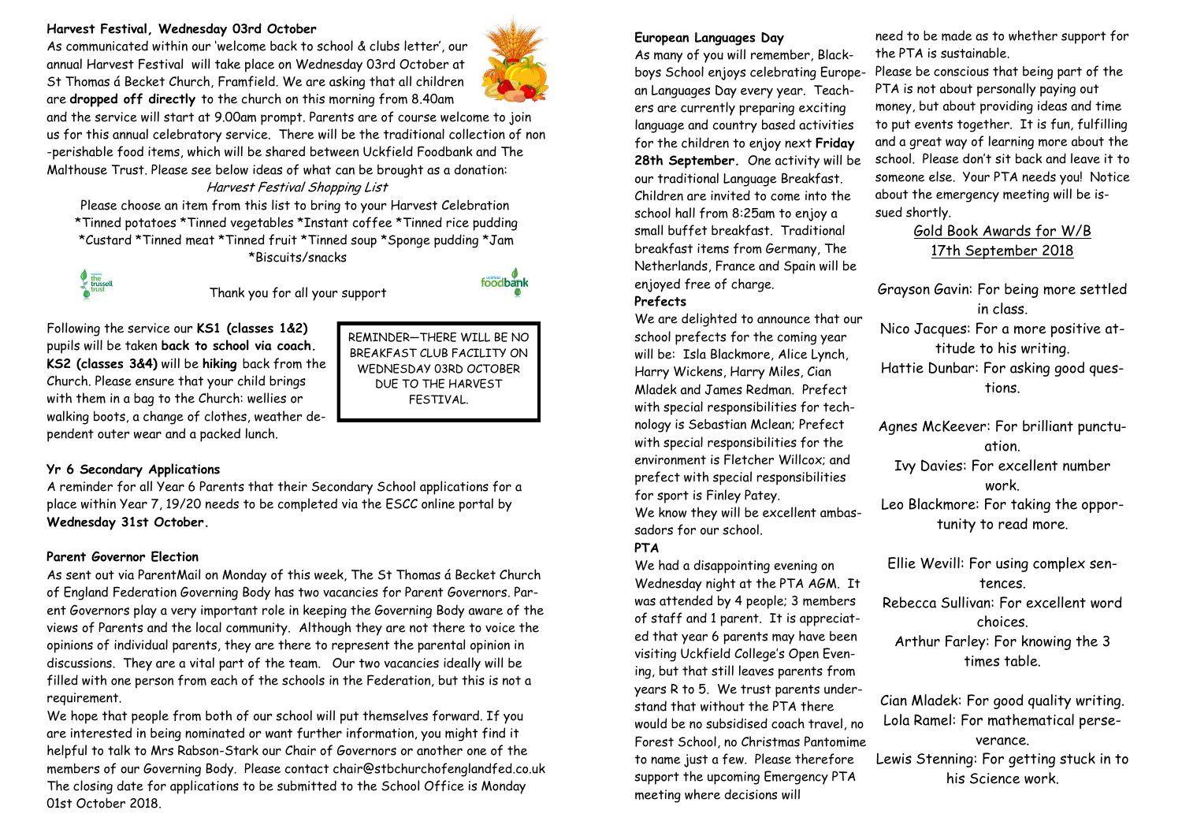**Harvest Festival, Wednesday 03rd October**

As communicated within our 'welcome back to school & clubs letter', our annual Harvest Festival will take place on Wednesday 03rd October at St Thomas á Becket Church, Framfield. We are asking that all children are **dropped off directly** to the church on this morning from 8.40am and the service will start at 9.00am prompt. Parents are of course welcome to join us for this annual celebratory service. There will be the traditional collection of non-perishable food items, which will be shared between Uckfield Foodbank and The Malthouse Trust. Please see below ideas of what can be brought as a donation:

*Harvest Festival Shopping List*

Please choose an item from this list to bring to your Harvest Celebration
*Tinned potatoes *Tinned vegetables *Instant coffee *Tinned rice pudding
*Custard *Tinned meat *Tinned fruit *Tinned soup *Sponge pudding *Jam
*Biscuits/snacks

Thank you for all your support

Following the service our **KS1 (classes 1&2)** pupils will be taken **back to school via coach. KS2 (classes 3&4)** will be **hiking** back from the Church. Please ensure that your child brings with them in a bag to the Church: wellies or walking boots, a change of clothes, weather dependent outer wear and a packed lunch.

REMINDER—THERE WILL BE NO BREAKFAST CLUB FACILITY ON WEDNESDAY 03RD OCTOBER DUE TO THE HARVEST FESTIVAL.

**Yr 6 Secondary Applications**

A reminder for all Year 6 Parents that their Secondary School applications for a place within Year 7, 19/20 needs to be completed via the ESCC online portal by **Wednesday 31st October.**

**Parent Governor Election**

As sent out via ParentMail on Monday of this week, The St Thomas á Becket Church of England Federation Governing Body has two vacancies for Parent Governors. Parent Governors play a very important role in keeping the Governing Body aware of the views of Parents and the local community. Although they are not there to voice the opinions of individual parents, they are there to represent the parental opinion in discussions. They are a vital part of the team. Our two vacancies ideally will be filled with one person from each of the schools in the Federation, but this is not a requirement.

We hope that people from both of our school will put themselves forward. If you are interested in being nominated or want further information, you might find it helpful to talk to Mrs Rabson-Stark our Chair of Governors or another one of the members of our Governing Body. Please contact chair@stbchurchofenglandfed.co.uk The closing date for applications to be submitted to the School Office is Monday 01st October 2018.

**European Languages Day**

As many of you will remember, Blackboys School enjoys celebrating European Languages Day every year. Teachers are currently preparing exciting language and country based activities for the children to enjoy next **Friday 28th September.** One activity will be our traditional Language Breakfast. Children are invited to come into the school hall from 8:25am to enjoy a small buffet breakfast. Traditional breakfast items from Germany, The Netherlands, France and Spain will be enjoyed free of charge.

**Prefects**

We are delighted to announce that our school prefects for the coming year will be: Isla Blackmore, Alice Lynch, Harry Wickens, Harry Miles, Cian Mladek and James Redman. Prefect with special responsibilities for technology is Sebastian Mclean; Prefect with special responsibilities for the environment is Fletcher Willcox; and prefect with special responsibilities for sport is Finley Patey.

We know they will be excellent ambassadors for our school.

**PTA**

We had a disappointing evening on Wednesday night at the PTA AGM. It was attended by 4 people; 3 members of staff and 1 parent. It is appreciated that year 6 parents may have been visiting Uckfield College's Open Evening, but that still leaves parents from years R to 5. We trust parents understand that without the PTA there would be no subsidised coach travel, no Forest School, no Christmas Pantomime to name just a few. Please therefore support the upcoming Emergency PTA meeting where decisions will need to be made as to whether support for the PTA is sustainable.

Please be conscious that being part of the PTA is not about personally paying out money, but about providing ideas and time to put events together. It is fun, fulfilling and a great way of learning more about the school. Please don't sit back and leave it to someone else. Your PTA needs you! Notice about the emergency meeting will be issued shortly.

<u>Gold Book Awards for W/B 17th September 2018</u>

Grayson Gavin: For being more settled in class.
Nico Jacques: For a more positive attitude to his writing.
Hattie Dunbar: For asking good questions.

Agnes McKeever: For brilliant punctuation.
Ivy Davies: For excellent number work.
Leo Blackmore: For taking the opportunity to read more.

Ellie Wevill: For using complex sentences.
Rebecca Sullivan: For excellent word choices.
Arthur Farley: For knowing the 3 times table.

Cian Mladek: For good quality writing.
Lola Ramel: For mathematical perseverance.
Lewis Stenning: For getting stuck in to his Science work.